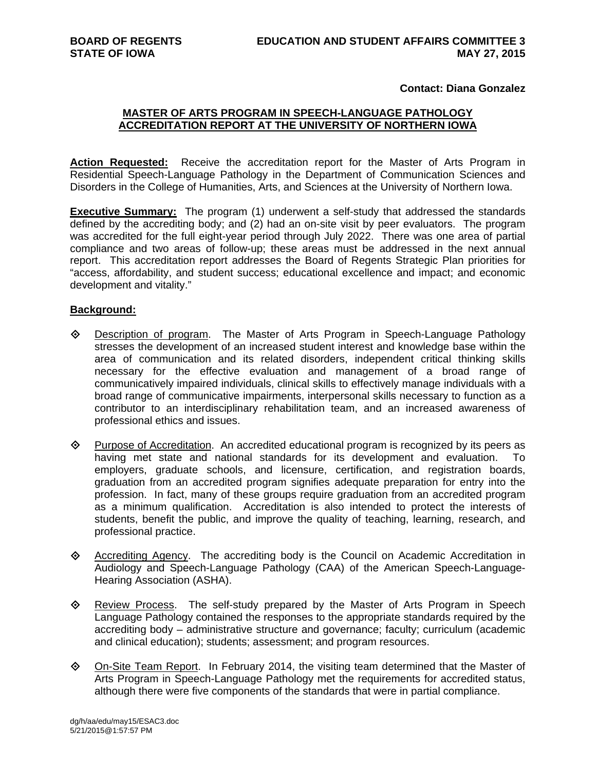**BOARD OF REGENTS**
**STATE OF IOWA**

**EDUCATION AND STUDENT AFFAIRS COMMITTEE 3**
**MAY 27, 2015**

**Contact: Diana Gonzalez**

## MASTER OF ARTS PROGRAM IN SPEECH-LANGUAGE PATHOLOGY ACCREDITATION REPORT AT THE UNIVERSITY OF NORTHERN IOWA

**Action Requested:** Receive the accreditation report for the Master of Arts Program in Residential Speech-Language Pathology in the Department of Communication Sciences and Disorders in the College of Humanities, Arts, and Sciences at the University of Northern Iowa.

**Executive Summary:** The program (1) underwent a self-study that addressed the standards defined by the accrediting body; and (2) had an on-site visit by peer evaluators. The program was accredited for the full eight-year period through July 2022. There was one area of partial compliance and two areas of follow-up; these areas must be addressed in the next annual report. This accreditation report addresses the Board of Regents Strategic Plan priorities for "access, affordability, and student success; educational excellence and impact; and economic development and vitality."

**Background:**

- Description of program. The Master of Arts Program in Speech-Language Pathology stresses the development of an increased student interest and knowledge base within the area of communication and its related disorders, independent critical thinking skills necessary for the effective evaluation and management of a broad range of communicatively impaired individuals, clinical skills to effectively manage individuals with a broad range of communicative impairments, interpersonal skills necessary to function as a contributor to an interdisciplinary rehabilitation team, and an increased awareness of professional ethics and issues.

- Purpose of Accreditation. An accredited educational program is recognized by its peers as having met state and national standards for its development and evaluation. To employers, graduate schools, and licensure, certification, and registration boards, graduation from an accredited program signifies adequate preparation for entry into the profession. In fact, many of these groups require graduation from an accredited program as a minimum qualification. Accreditation is also intended to protect the interests of students, benefit the public, and improve the quality of teaching, learning, research, and professional practice.

- Accrediting Agency. The accrediting body is the Council on Academic Accreditation in Audiology and Speech-Language Pathology (CAA) of the American Speech-Language-Hearing Association (ASHA).

- Review Process. The self-study prepared by the Master of Arts Program in Speech Language Pathology contained the responses to the appropriate standards required by the accrediting body – administrative structure and governance; faculty; curriculum (academic and clinical education); students; assessment; and program resources.

- On-Site Team Report. In February 2014, the visiting team determined that the Master of Arts Program in Speech-Language Pathology met the requirements for accredited status, although there were five components of the standards that were in partial compliance.

dg/h/aa/edu/may15/ESAC3.doc
5/21/2015@1:57:57 PM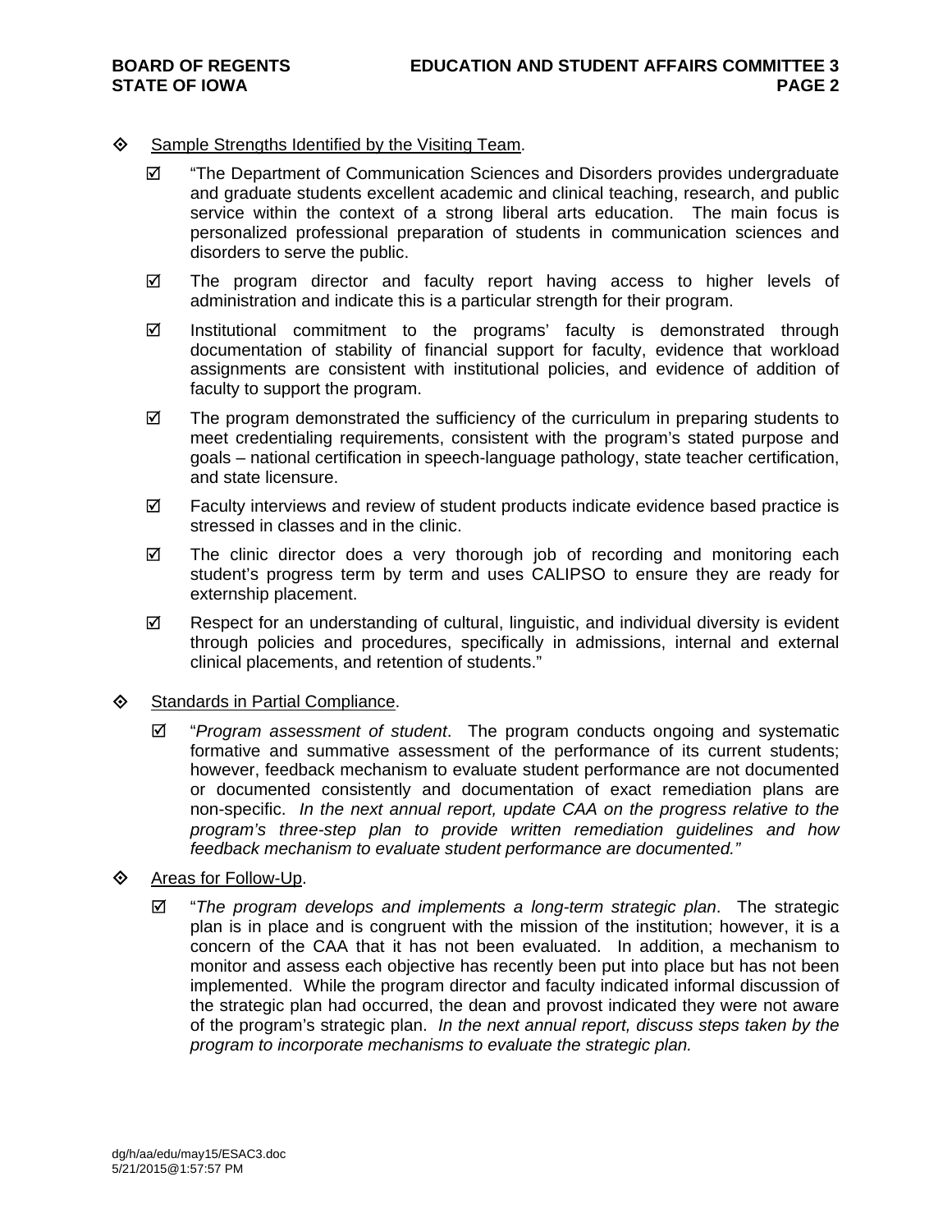- Sample Strengths Identified by the Visiting Team.

  - ☑ "The Department of Communication Sciences and Disorders provides undergraduate and graduate students excellent academic and clinical teaching, research, and public service within the context of a strong liberal arts education. The main focus is personalized professional preparation of students in communication sciences and disorders to serve the public.
  - ☑ The program director and faculty report having access to higher levels of administration and indicate this is a particular strength for their program.
  - ☑ Institutional commitment to the programs' faculty is demonstrated through documentation of stability of financial support for faculty, evidence that workload assignments are consistent with institutional policies, and evidence of addition of faculty to support the program.
  - ☑ The program demonstrated the sufficiency of the curriculum in preparing students to meet credentialing requirements, consistent with the program's stated purpose and goals – national certification in speech-language pathology, state teacher certification, and state licensure.
  - ☑ Faculty interviews and review of student products indicate evidence based practice is stressed in classes and in the clinic.
  - ☑ The clinic director does a very thorough job of recording and monitoring each student's progress term by term and uses CALIPSO to ensure they are ready for externship placement.
  - ☑ Respect for an understanding of cultural, linguistic, and individual diversity is evident through policies and procedures, specifically in admissions, internal and external clinical placements, and retention of students."

- Standards in Partial Compliance.

  - ☑ "*Program assessment of student*. The program conducts ongoing and systematic formative and summative assessment of the performance of its current students; however, feedback mechanism to evaluate student performance are not documented or documented consistently and documentation of exact remediation plans are non-specific. *In the next annual report, update CAA on the progress relative to the program's three-step plan to provide written remediation guidelines and how feedback mechanism to evaluate student performance are documented."*

- Areas for Follow-Up.

  - ☑ "*The program develops and implements a long-term strategic plan*. The strategic plan is in place and is congruent with the mission of the institution; however, it is a concern of the CAA that it has not been evaluated. In addition, a mechanism to monitor and assess each objective has recently been put into place but has not been implemented. While the program director and faculty indicated informal discussion of the strategic plan had occurred, the dean and provost indicated they were not aware of the program's strategic plan. *In the next annual report, discuss steps taken by the program to incorporate mechanisms to evaluate the strategic plan.*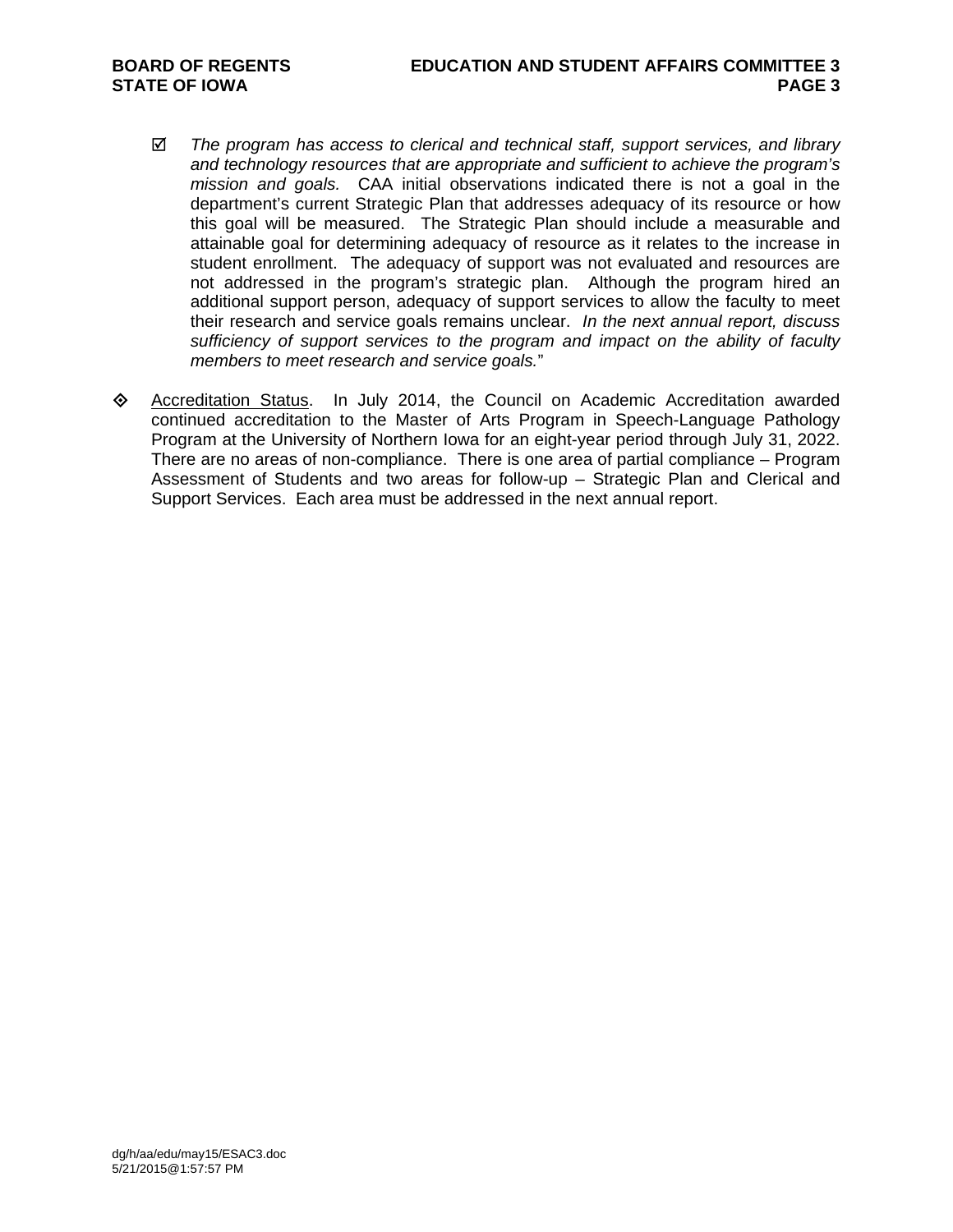- ☑ *The program has access to clerical and technical staff, support services, and library and technology resources that are appropriate and sufficient to achieve the program's mission and goals.* CAA initial observations indicated there is not a goal in the department's current Strategic Plan that addresses adequacy of its resource or how this goal will be measured. The Strategic Plan should include a measurable and attainable goal for determining adequacy of resource as it relates to the increase in student enrollment. The adequacy of support was not evaluated and resources are not addressed in the program's strategic plan. Although the program hired an additional support person, adequacy of support services to allow the faculty to meet their research and service goals remains unclear. *In the next annual report, discuss sufficiency of support services to the program and impact on the ability of faculty members to meet research and service goals.*"

- ◈ Accreditation Status. In July 2014, the Council on Academic Accreditation awarded continued accreditation to the Master of Arts Program in Speech-Language Pathology Program at the University of Northern Iowa for an eight-year period through July 31, 2022. There are no areas of non-compliance. There is one area of partial compliance – Program Assessment of Students and two areas for follow-up – Strategic Plan and Clerical and Support Services. Each area must be addressed in the next annual report.

dg/h/aa/edu/may15/ESAC3.doc
5/21/2015@1:57:57 PM